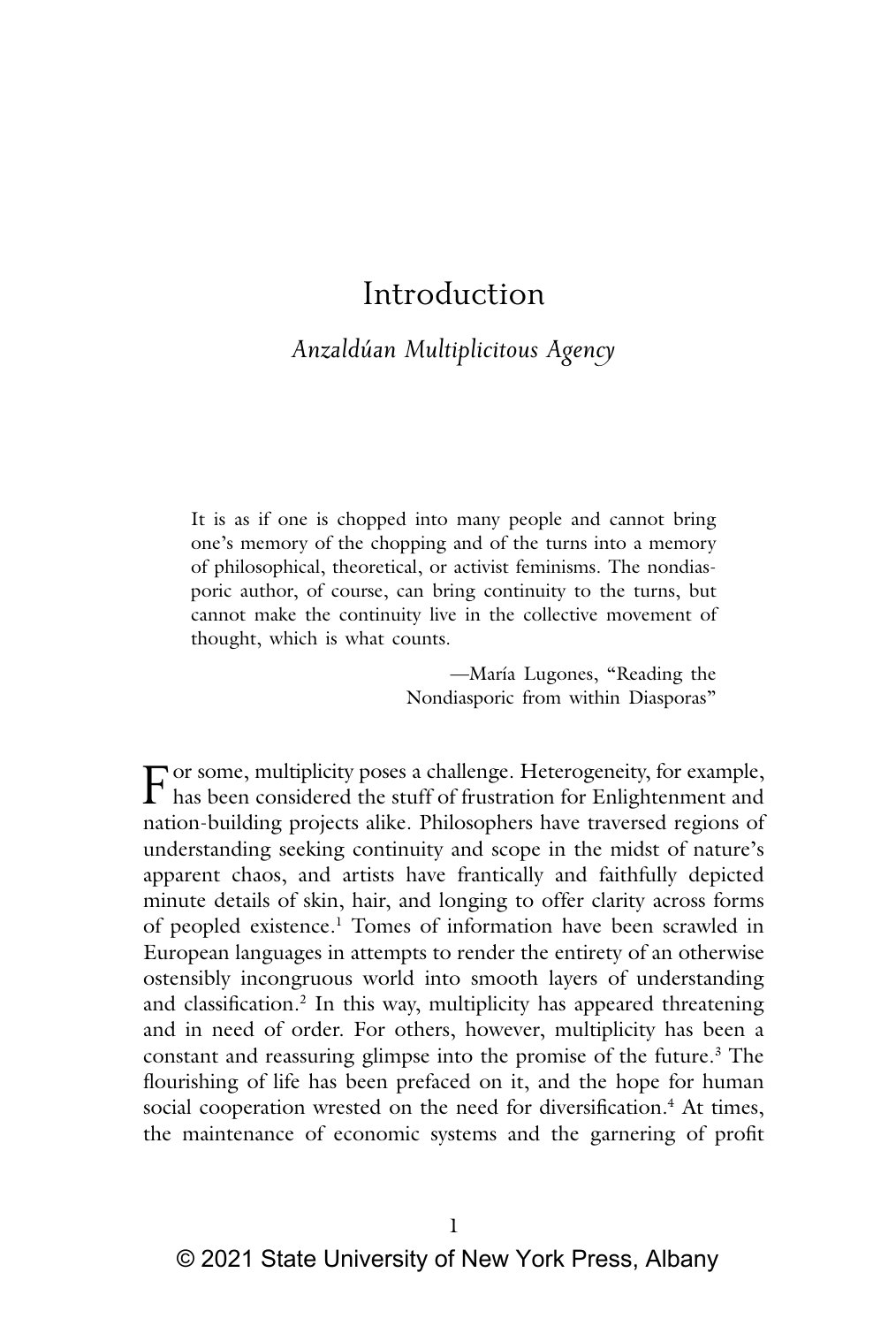# Introduction

## *Anzaldúan Multiplicitous Agency*

> It is as if one is chopped into many people and cannot bring one's memory of the chopping and of the turns into a memory of philosophical, theoretical, or activist feminisms. The nondiasporic author, of course, can bring continuity to the turns, but cannot make the continuity live in the collective movement of thought, which is what counts.
>
> —María Lugones, "Reading the Nondiasporic from within Diasporas"

For some, multiplicity poses a challenge. Heterogeneity, for example, has been considered the stuff of frustration for Enlightenment and nation-building projects alike. Philosophers have traversed regions of understanding seeking continuity and scope in the midst of nature's apparent chaos, and artists have frantically and faithfully depicted minute details of skin, hair, and longing to offer clarity across forms of peopled existence.[1] Tomes of information have been scrawled in European languages in attempts to render the entirety of an otherwise ostensibly incongruous world into smooth layers of understanding and classification.[2] In this way, multiplicity has appeared threatening and in need of order. For others, however, multiplicity has been a constant and reassuring glimpse into the promise of the future.[3] The flourishing of life has been prefaced on it, and the hope for human social cooperation wrested on the need for diversification.[4] At times, the maintenance of economic systems and the garnering of profit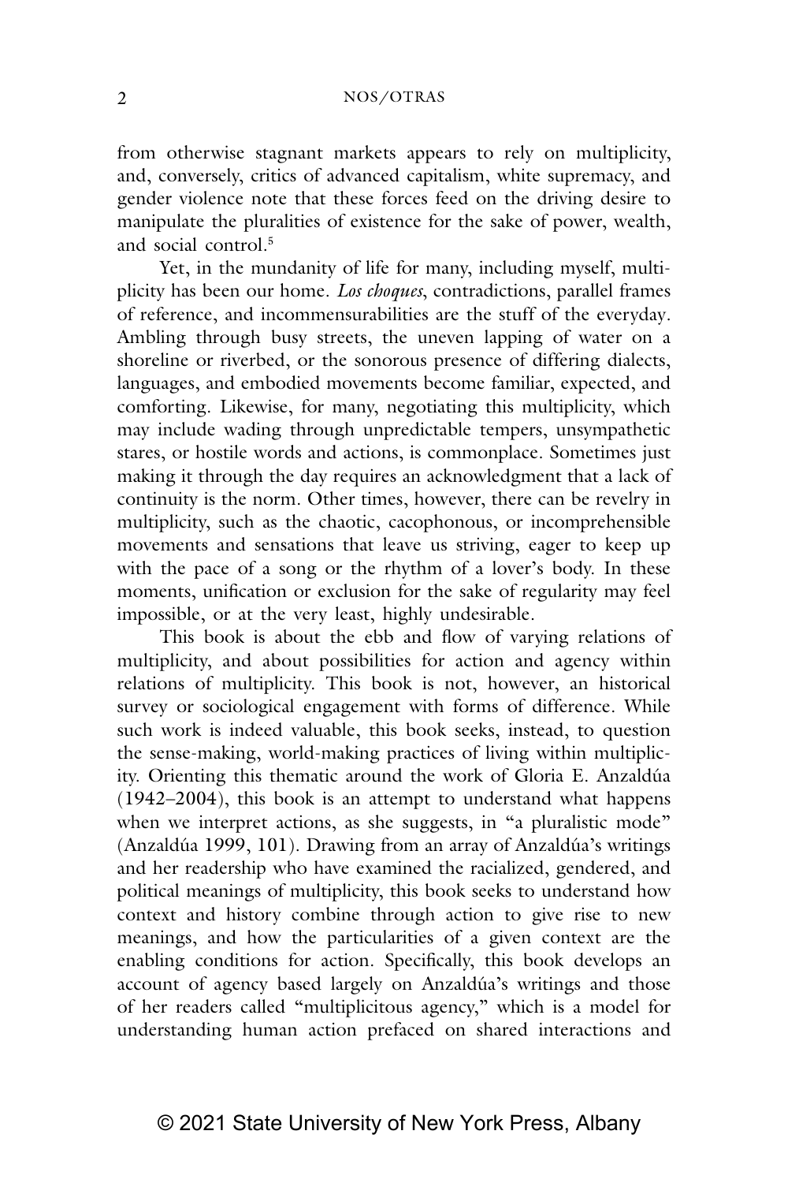from otherwise stagnant markets appears to rely on multiplicity, and, conversely, critics of advanced capitalism, white supremacy, and gender violence note that these forces feed on the driving desire to manipulate the pluralities of existence for the sake of power, wealth, and social control.[5]

Yet, in the mundanity of life for many, including myself, multiplicity has been our home. *Los choques*, contradictions, parallel frames of reference, and incommensurabilities are the stuff of the everyday. Ambling through busy streets, the uneven lapping of water on a shoreline or riverbed, or the sonorous presence of differing dialects, languages, and embodied movements become familiar, expected, and comforting. Likewise, for many, negotiating this multiplicity, which may include wading through unpredictable tempers, unsympathetic stares, or hostile words and actions, is commonplace. Sometimes just making it through the day requires an acknowledgment that a lack of continuity is the norm. Other times, however, there can be revelry in multiplicity, such as the chaotic, cacophonous, or incomprehensible movements and sensations that leave us striving, eager to keep up with the pace of a song or the rhythm of a lover's body. In these moments, unification or exclusion for the sake of regularity may feel impossible, or at the very least, highly undesirable.

This book is about the ebb and flow of varying relations of multiplicity, and about possibilities for action and agency within relations of multiplicity. This book is not, however, an historical survey or sociological engagement with forms of difference. While such work is indeed valuable, this book seeks, instead, to question the sense-making, world-making practices of living within multiplicity. Orienting this thematic around the work of Gloria E. Anzaldúa (1942–2004), this book is an attempt to understand what happens when we interpret actions, as she suggests, in "a pluralistic mode" (Anzaldúa 1999, 101). Drawing from an array of Anzaldúa's writings and her readership who have examined the racialized, gendered, and political meanings of multiplicity, this book seeks to understand how context and history combine through action to give rise to new meanings, and how the particularities of a given context are the enabling conditions for action. Specifically, this book develops an account of agency based largely on Anzaldúa's writings and those of her readers called "multiplicitous agency," which is a model for understanding human action prefaced on shared interactions and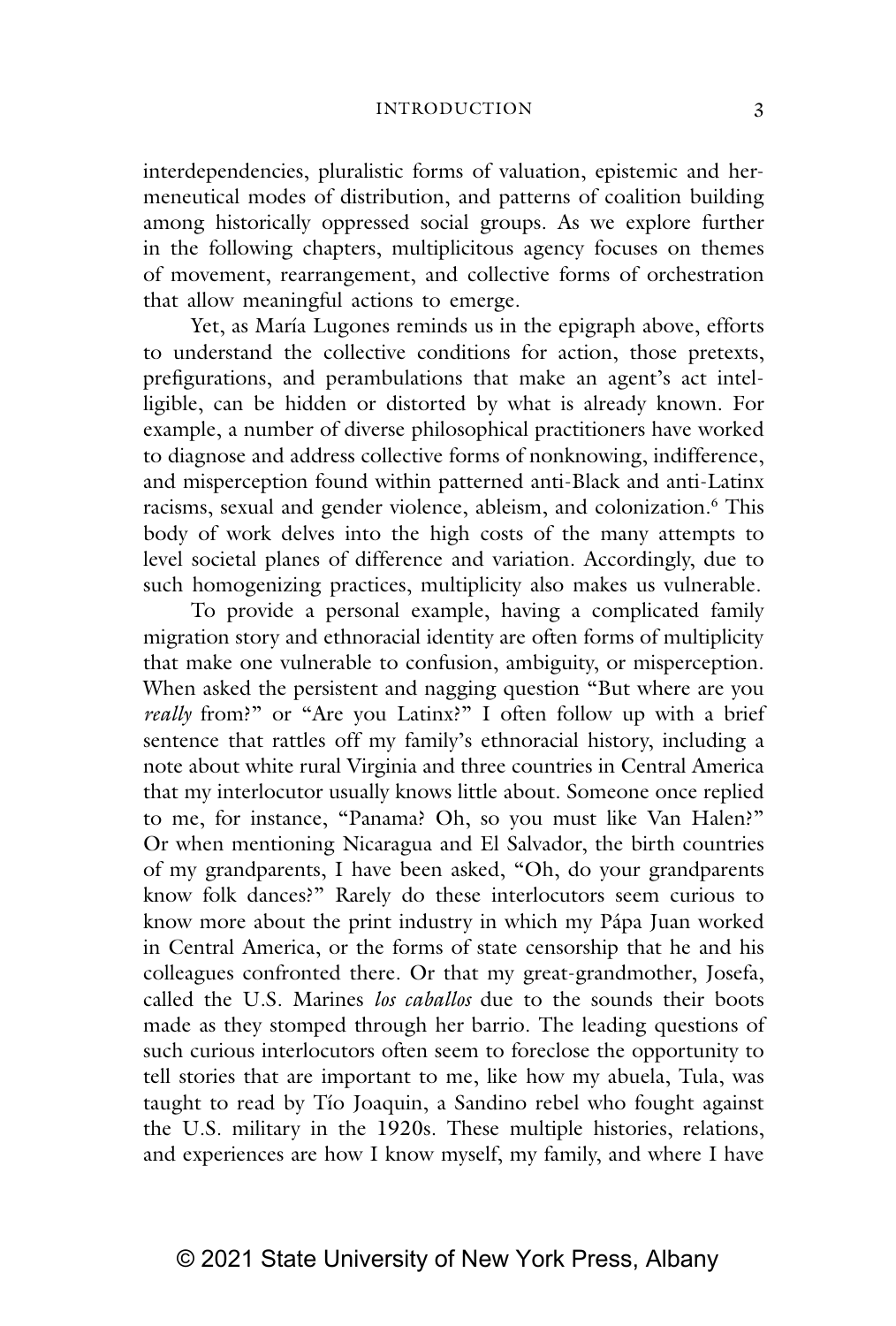interdependencies, pluralistic forms of valuation, epistemic and hermeneutical modes of distribution, and patterns of coalition building among historically oppressed social groups. As we explore further in the following chapters, multiplicitous agency focuses on themes of movement, rearrangement, and collective forms of orchestration that allow meaningful actions to emerge.

Yet, as María Lugones reminds us in the epigraph above, efforts to understand the collective conditions for action, those pretexts, prefigurations, and perambulations that make an agent's act intelligible, can be hidden or distorted by what is already known. For example, a number of diverse philosophical practitioners have worked to diagnose and address collective forms of nonknowing, indifference, and misperception found within patterned anti-Black and anti-Latinx racisms, sexual and gender violence, ableism, and colonization.[6] This body of work delves into the high costs of the many attempts to level societal planes of difference and variation. Accordingly, due to such homogenizing practices, multiplicity also makes us vulnerable.

To provide a personal example, having a complicated family migration story and ethnoracial identity are often forms of multiplicity that make one vulnerable to confusion, ambiguity, or misperception. When asked the persistent and nagging question "But where are you *really* from?" or "Are you Latinx?" I often follow up with a brief sentence that rattles off my family's ethnoracial history, including a note about white rural Virginia and three countries in Central America that my interlocutor usually knows little about. Someone once replied to me, for instance, "Panama? Oh, so you must like Van Halen?" Or when mentioning Nicaragua and El Salvador, the birth countries of my grandparents, I have been asked, "Oh, do your grandparents know folk dances?" Rarely do these interlocutors seem curious to know more about the print industry in which my Pápa Juan worked in Central America, or the forms of state censorship that he and his colleagues confronted there. Or that my great-grandmother, Josefa, called the U.S. Marines *los caballos* due to the sounds their boots made as they stomped through her barrio. The leading questions of such curious interlocutors often seem to foreclose the opportunity to tell stories that are important to me, like how my abuela, Tula, was taught to read by Tío Joaquin, a Sandino rebel who fought against the U.S. military in the 1920s. These multiple histories, relations, and experiences are how I know myself, my family, and where I have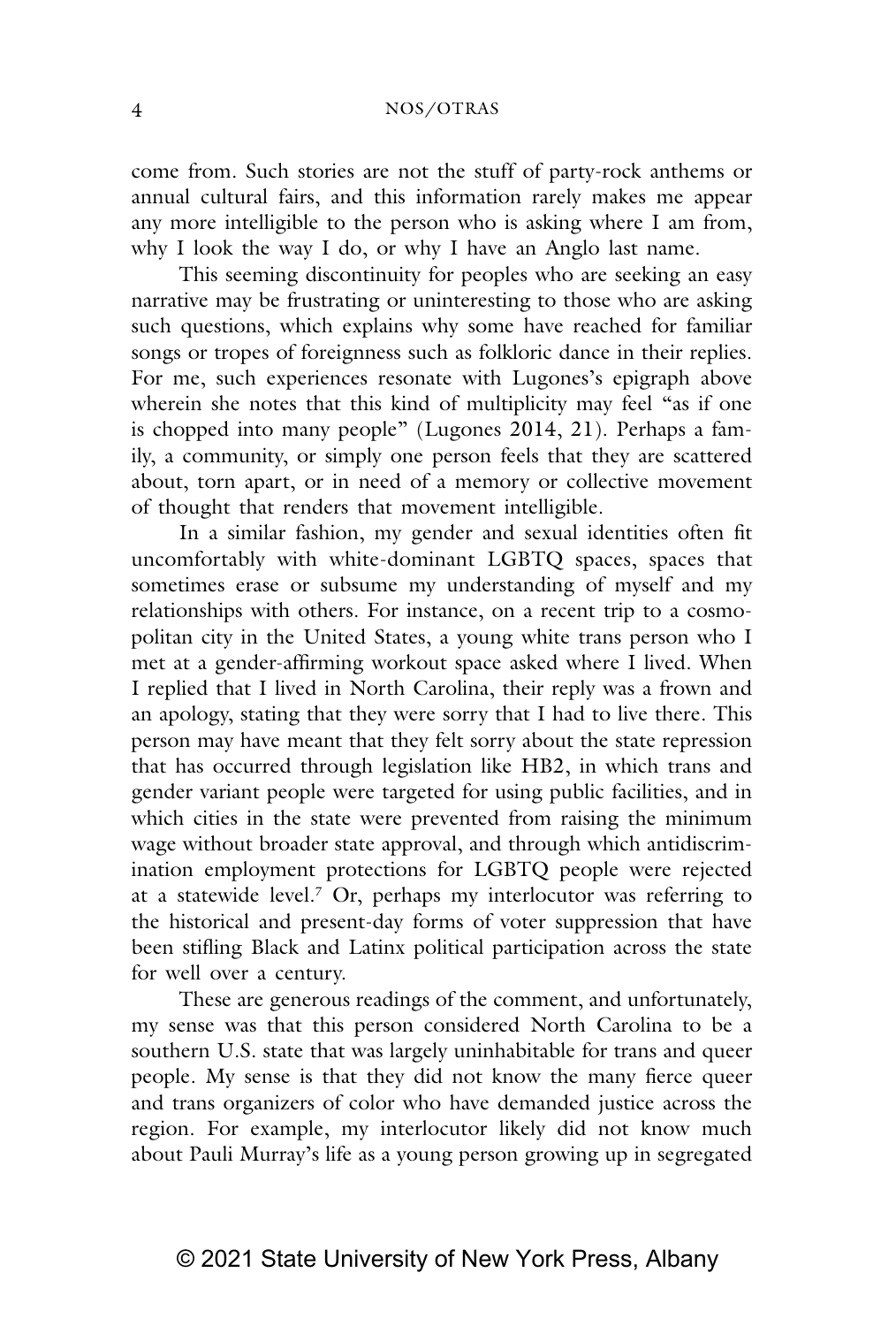come from. Such stories are not the stuff of party-rock anthems or annual cultural fairs, and this information rarely makes me appear any more intelligible to the person who is asking where I am from, why I look the way I do, or why I have an Anglo last name.

This seeming discontinuity for peoples who are seeking an easy narrative may be frustrating or uninteresting to those who are asking such questions, which explains why some have reached for familiar songs or tropes of foreignness such as folkloric dance in their replies. For me, such experiences resonate with Lugones's epigraph above wherein she notes that this kind of multiplicity may feel "as if one is chopped into many people" (Lugones 2014, 21). Perhaps a family, a community, or simply one person feels that they are scattered about, torn apart, or in need of a memory or collective movement of thought that renders that movement intelligible.

In a similar fashion, my gender and sexual identities often fit uncomfortably with white-dominant LGBTQ spaces, spaces that sometimes erase or subsume my understanding of myself and my relationships with others. For instance, on a recent trip to a cosmopolitan city in the United States, a young white trans person who I met at a gender-affirming workout space asked where I lived. When I replied that I lived in North Carolina, their reply was a frown and an apology, stating that they were sorry that I had to live there. This person may have meant that they felt sorry about the state repression that has occurred through legislation like HB2, in which trans and gender variant people were targeted for using public facilities, and in which cities in the state were prevented from raising the minimum wage without broader state approval, and through which antidiscrimination employment protections for LGBTQ people were rejected at a statewide level.[7] Or, perhaps my interlocutor was referring to the historical and present-day forms of voter suppression that have been stifling Black and Latinx political participation across the state for well over a century.

These are generous readings of the comment, and unfortunately, my sense was that this person considered North Carolina to be a southern U.S. state that was largely uninhabitable for trans and queer people. My sense is that they did not know the many fierce queer and trans organizers of color who have demanded justice across the region. For example, my interlocutor likely did not know much about Pauli Murray's life as a young person growing up in segregated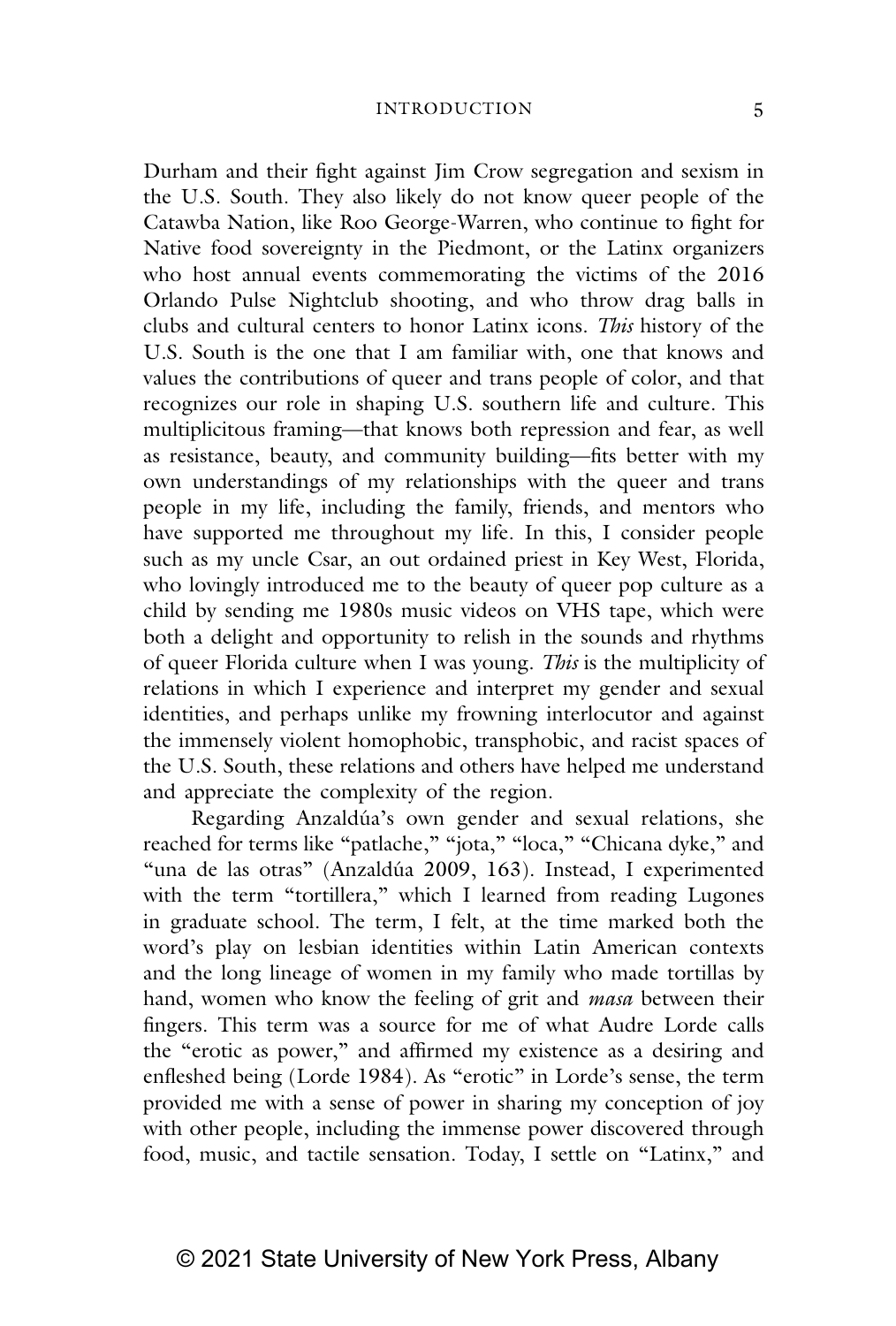Durham and their fight against Jim Crow segregation and sexism in the U.S. South. They also likely do not know queer people of the Catawba Nation, like Roo George-Warren, who continue to fight for Native food sovereignty in the Piedmont, or the Latinx organizers who host annual events commemorating the victims of the 2016 Orlando Pulse Nightclub shooting, and who throw drag balls in clubs and cultural centers to honor Latinx icons. *This* history of the U.S. South is the one that I am familiar with, one that knows and values the contributions of queer and trans people of color, and that recognizes our role in shaping U.S. southern life and culture. This multiplicitous framing—that knows both repression and fear, as well as resistance, beauty, and community building—fits better with my own understandings of my relationships with the queer and trans people in my life, including the family, friends, and mentors who have supported me throughout my life. In this, I consider people such as my uncle Csar, an out ordained priest in Key West, Florida, who lovingly introduced me to the beauty of queer pop culture as a child by sending me 1980s music videos on VHS tape, which were both a delight and opportunity to relish in the sounds and rhythms of queer Florida culture when I was young. *This* is the multiplicity of relations in which I experience and interpret my gender and sexual identities, and perhaps unlike my frowning interlocutor and against the immensely violent homophobic, transphobic, and racist spaces of the U.S. South, these relations and others have helped me understand and appreciate the complexity of the region.

Regarding Anzaldúa's own gender and sexual relations, she reached for terms like "patlache," "jota," "loca," "Chicana dyke," and "una de las otras" (Anzaldúa 2009, 163). Instead, I experimented with the term "tortillera," which I learned from reading Lugones in graduate school. The term, I felt, at the time marked both the word's play on lesbian identities within Latin American contexts and the long lineage of women in my family who made tortillas by hand, women who know the feeling of grit and *masa* between their fingers. This term was a source for me of what Audre Lorde calls the "erotic as power," and affirmed my existence as a desiring and enfleshed being (Lorde 1984). As "erotic" in Lorde's sense, the term provided me with a sense of power in sharing my conception of joy with other people, including the immense power discovered through food, music, and tactile sensation. Today, I settle on "Latinx," and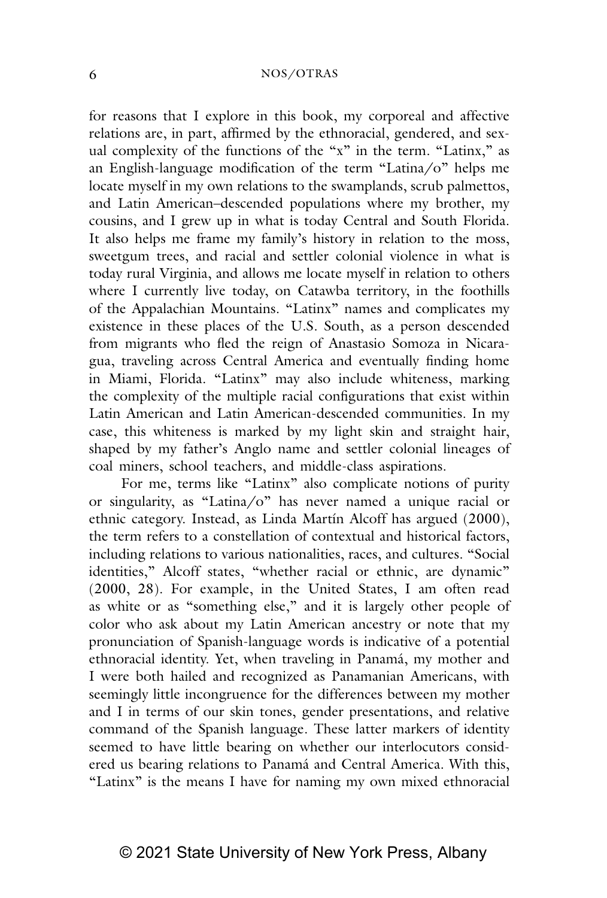for reasons that I explore in this book, my corporeal and affective relations are, in part, affirmed by the ethnoracial, gendered, and sexual complexity of the functions of the "x" in the term. "Latinx," as an English-language modification of the term "Latina/o" helps me locate myself in my own relations to the swamplands, scrub palmettos, and Latin American–descended populations where my brother, my cousins, and I grew up in what is today Central and South Florida. It also helps me frame my family's history in relation to the moss, sweetgum trees, and racial and settler colonial violence in what is today rural Virginia, and allows me locate myself in relation to others where I currently live today, on Catawba territory, in the foothills of the Appalachian Mountains. "Latinx" names and complicates my existence in these places of the U.S. South, as a person descended from migrants who fled the reign of Anastasio Somoza in Nicaragua, traveling across Central America and eventually finding home in Miami, Florida. "Latinx" may also include whiteness, marking the complexity of the multiple racial configurations that exist within Latin American and Latin American-descended communities. In my case, this whiteness is marked by my light skin and straight hair, shaped by my father's Anglo name and settler colonial lineages of coal miners, school teachers, and middle-class aspirations.

For me, terms like "Latinx" also complicate notions of purity or singularity, as "Latina/o" has never named a unique racial or ethnic category. Instead, as Linda Martín Alcoff has argued (2000), the term refers to a constellation of contextual and historical factors, including relations to various nationalities, races, and cultures. "Social identities," Alcoff states, "whether racial or ethnic, are dynamic" (2000, 28). For example, in the United States, I am often read as white or as "something else," and it is largely other people of color who ask about my Latin American ancestry or note that my pronunciation of Spanish-language words is indicative of a potential ethnoracial identity. Yet, when traveling in Panamá, my mother and I were both hailed and recognized as Panamanian Americans, with seemingly little incongruence for the differences between my mother and I in terms of our skin tones, gender presentations, and relative command of the Spanish language. These latter markers of identity seemed to have little bearing on whether our interlocutors considered us bearing relations to Panamá and Central America. With this, "Latinx" is the means I have for naming my own mixed ethnoracial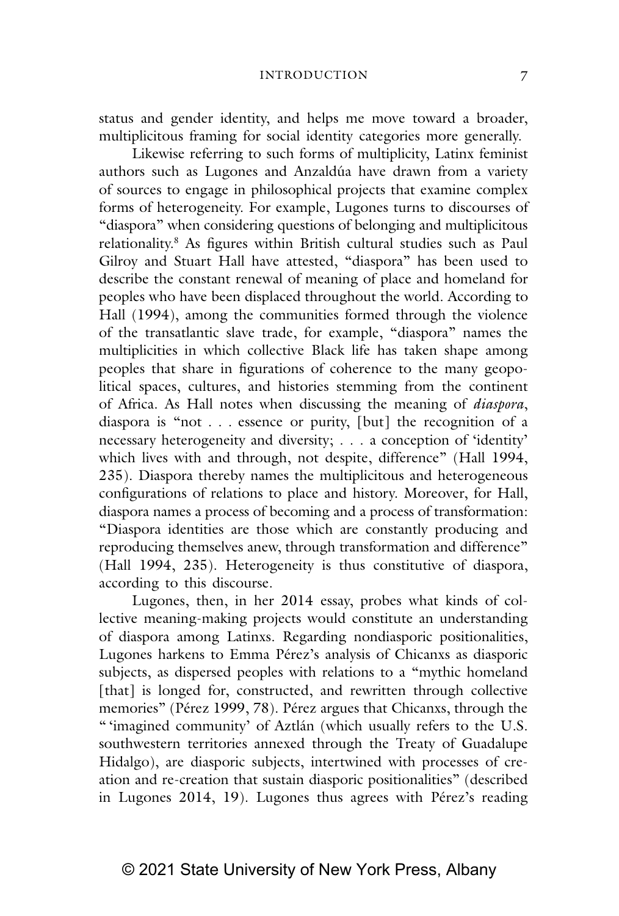status and gender identity, and helps me move toward a broader, multiplicitous framing for social identity categories more generally.

Likewise referring to such forms of multiplicity, Latinx feminist authors such as Lugones and Anzaldúa have drawn from a variety of sources to engage in philosophical projects that examine complex forms of heterogeneity. For example, Lugones turns to discourses of "diaspora" when considering questions of belonging and multiplicitous relationality.[8] As figures within British cultural studies such as Paul Gilroy and Stuart Hall have attested, "diaspora" has been used to describe the constant renewal of meaning of place and homeland for peoples who have been displaced throughout the world. According to Hall (1994), among the communities formed through the violence of the transatlantic slave trade, for example, "diaspora" names the multiplicities in which collective Black life has taken shape among peoples that share in figurations of coherence to the many geopolitical spaces, cultures, and histories stemming from the continent of Africa. As Hall notes when discussing the meaning of *diaspora*, diaspora is "not . . . essence or purity, [but] the recognition of a necessary heterogeneity and diversity; . . . a conception of 'identity' which lives with and through, not despite, difference" (Hall 1994, 235). Diaspora thereby names the multiplicitous and heterogeneous configurations of relations to place and history. Moreover, for Hall, diaspora names a process of becoming and a process of transformation: "Diaspora identities are those which are constantly producing and reproducing themselves anew, through transformation and difference" (Hall 1994, 235). Heterogeneity is thus constitutive of diaspora, according to this discourse.

Lugones, then, in her 2014 essay, probes what kinds of collective meaning-making projects would constitute an understanding of diaspora among Latinxs. Regarding nondiasporic positionalities, Lugones harkens to Emma Pérez's analysis of Chicanxs as diasporic subjects, as dispersed peoples with relations to a "mythic homeland [that] is longed for, constructed, and rewritten through collective memories" (Pérez 1999, 78). Pérez argues that Chicanxs, through the " 'imagined community' of Aztlán (which usually refers to the U.S. southwestern territories annexed through the Treaty of Guadalupe Hidalgo), are diasporic subjects, intertwined with processes of creation and re-creation that sustain diasporic positionalities" (described in Lugones 2014, 19). Lugones thus agrees with Pérez's reading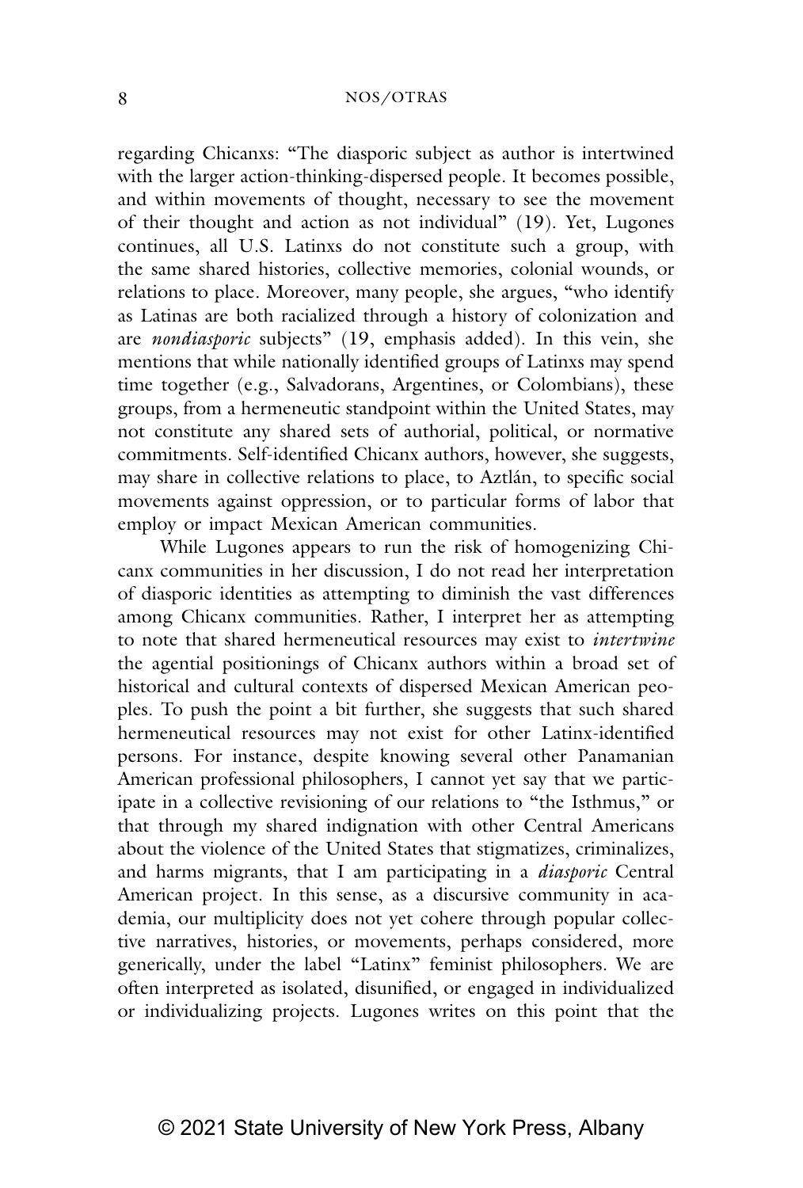regarding Chicanxs: "The diasporic subject as author is intertwined with the larger action-thinking-dispersed people. It becomes possible, and within movements of thought, necessary to see the movement of their thought and action as not individual" (19). Yet, Lugones continues, all U.S. Latinxs do not constitute such a group, with the same shared histories, collective memories, colonial wounds, or relations to place. Moreover, many people, she argues, "who identify as Latinas are both racialized through a history of colonization and are *nondiasporic* subjects" (19, emphasis added). In this vein, she mentions that while nationally identified groups of Latinxs may spend time together (e.g., Salvadorans, Argentines, or Colombians), these groups, from a hermeneutic standpoint within the United States, may not constitute any shared sets of authorial, political, or normative commitments. Self-identified Chicanx authors, however, she suggests, may share in collective relations to place, to Aztlán, to specific social movements against oppression, or to particular forms of labor that employ or impact Mexican American communities.

While Lugones appears to run the risk of homogenizing Chicanx communities in her discussion, I do not read her interpretation of diasporic identities as attempting to diminish the vast differences among Chicanx communities. Rather, I interpret her as attempting to note that shared hermeneutical resources may exist to *intertwine* the agential positionings of Chicanx authors within a broad set of historical and cultural contexts of dispersed Mexican American peoples. To push the point a bit further, she suggests that such shared hermeneutical resources may not exist for other Latinx-identified persons. For instance, despite knowing several other Panamanian American professional philosophers, I cannot yet say that we participate in a collective revisioning of our relations to "the Isthmus," or that through my shared indignation with other Central Americans about the violence of the United States that stigmatizes, criminalizes, and harms migrants, that I am participating in a *diasporic* Central American project. In this sense, as a discursive community in academia, our multiplicity does not yet cohere through popular collective narratives, histories, or movements, perhaps considered, more generically, under the label "Latinx" feminist philosophers. We are often interpreted as isolated, disunified, or engaged in individualized or individualizing projects. Lugones writes on this point that the

© 2021 State University of New York Press, Albany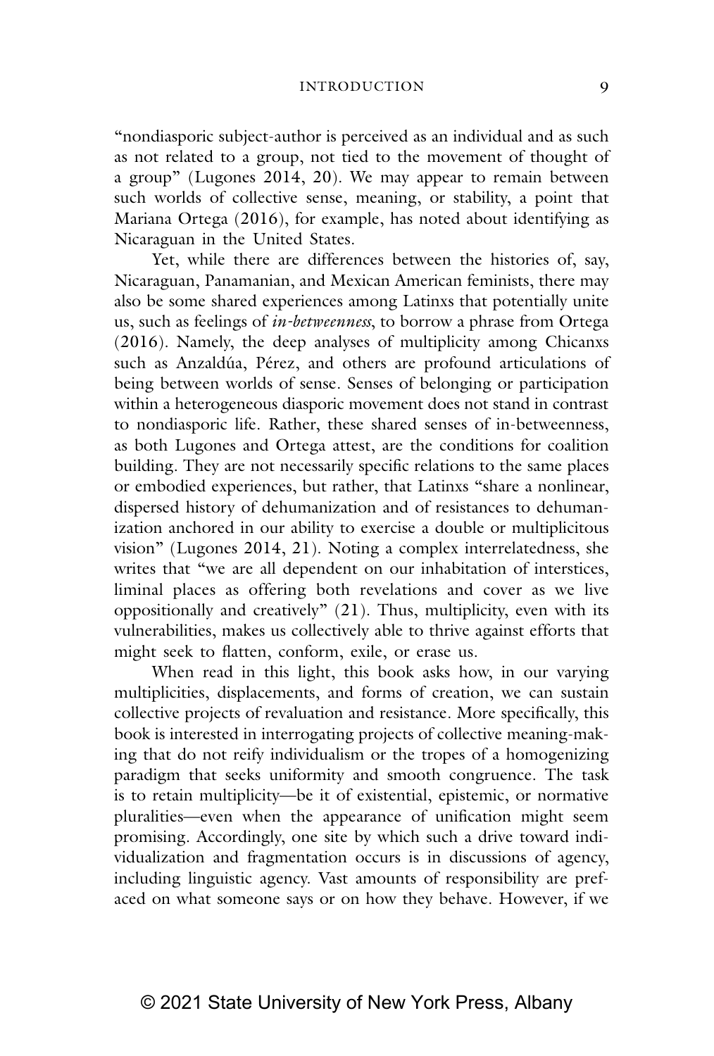"nondiasporic subject-author is perceived as an individual and as such as not related to a group, not tied to the movement of thought of a group" (Lugones 2014, 20). We may appear to remain between such worlds of collective sense, meaning, or stability, a point that Mariana Ortega (2016), for example, has noted about identifying as Nicaraguan in the United States.

Yet, while there are differences between the histories of, say, Nicaraguan, Panamanian, and Mexican American feminists, there may also be some shared experiences among Latinxs that potentially unite us, such as feelings of *in-betweenness*, to borrow a phrase from Ortega (2016). Namely, the deep analyses of multiplicity among Chicanxs such as Anzaldúa, Pérez, and others are profound articulations of being between worlds of sense. Senses of belonging or participation within a heterogeneous diasporic movement does not stand in contrast to nondiasporic life. Rather, these shared senses of in-betweenness, as both Lugones and Ortega attest, are the conditions for coalition building. They are not necessarily specific relations to the same places or embodied experiences, but rather, that Latinxs "share a nonlinear, dispersed history of dehumanization and of resistances to dehumanization anchored in our ability to exercise a double or multiplicitous vision" (Lugones 2014, 21). Noting a complex interrelatedness, she writes that "we are all dependent on our inhabitation of interstices, liminal places as offering both revelations and cover as we live oppositionally and creatively" (21). Thus, multiplicity, even with its vulnerabilities, makes us collectively able to thrive against efforts that might seek to flatten, conform, exile, or erase us.

When read in this light, this book asks how, in our varying multiplicities, displacements, and forms of creation, we can sustain collective projects of revaluation and resistance. More specifically, this book is interested in interrogating projects of collective meaning-making that do not reify individualism or the tropes of a homogenizing paradigm that seeks uniformity and smooth congruence. The task is to retain multiplicity—be it of existential, epistemic, or normative pluralities—even when the appearance of unification might seem promising. Accordingly, one site by which such a drive toward individualization and fragmentation occurs is in discussions of agency, including linguistic agency. Vast amounts of responsibility are prefaced on what someone says or on how they behave. However, if we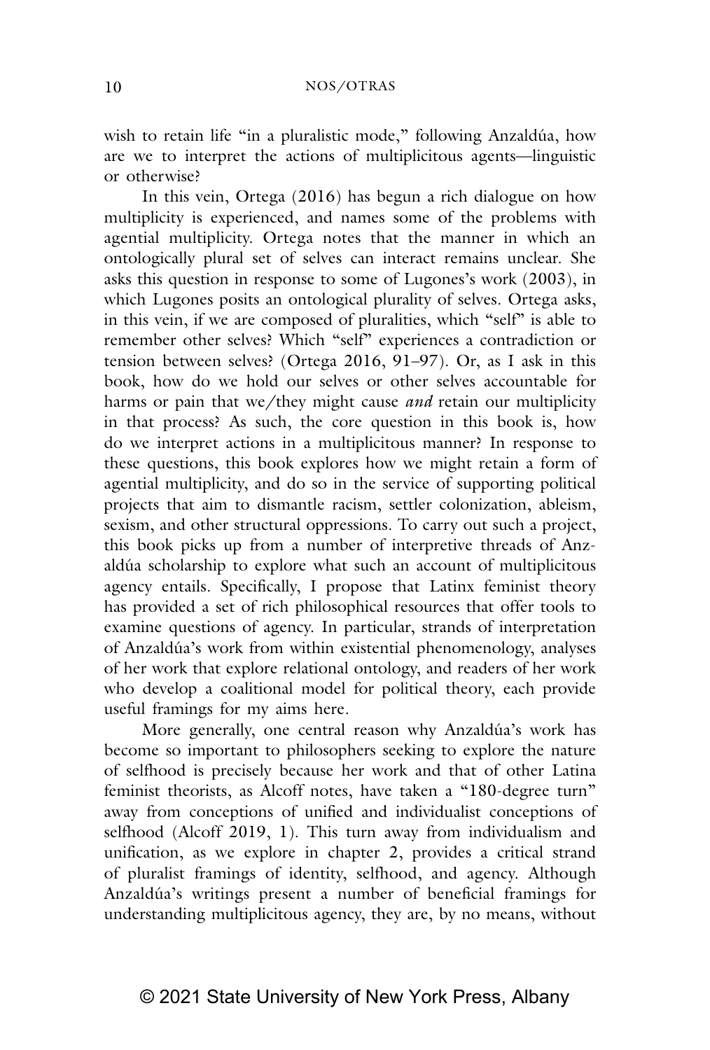wish to retain life "in a pluralistic mode," following Anzaldúa, how are we to interpret the actions of multiplicitous agents—linguistic or otherwise?

In this vein, Ortega (2016) has begun a rich dialogue on how multiplicity is experienced, and names some of the problems with agential multiplicity. Ortega notes that the manner in which an ontologically plural set of selves can interact remains unclear. She asks this question in response to some of Lugones's work (2003), in which Lugones posits an ontological plurality of selves. Ortega asks, in this vein, if we are composed of pluralities, which "self" is able to remember other selves? Which "self" experiences a contradiction or tension between selves? (Ortega 2016, 91–97). Or, as I ask in this book, how do we hold our selves or other selves accountable for harms or pain that we/they might cause *and* retain our multiplicity in that process? As such, the core question in this book is, how do we interpret actions in a multiplicitous manner? In response to these questions, this book explores how we might retain a form of agential multiplicity, and do so in the service of supporting political projects that aim to dismantle racism, settler colonization, ableism, sexism, and other structural oppressions. To carry out such a project, this book picks up from a number of interpretive threads of Anzaldúa scholarship to explore what such an account of multiplicitous agency entails. Specifically, I propose that Latinx feminist theory has provided a set of rich philosophical resources that offer tools to examine questions of agency. In particular, strands of interpretation of Anzaldúa's work from within existential phenomenology, analyses of her work that explore relational ontology, and readers of her work who develop a coalitional model for political theory, each provide useful framings for my aims here.

More generally, one central reason why Anzaldúa's work has become so important to philosophers seeking to explore the nature of selfhood is precisely because her work and that of other Latina feminist theorists, as Alcoff notes, have taken a "180-degree turn" away from conceptions of unified and individualist conceptions of selfhood (Alcoff 2019, 1). This turn away from individualism and unification, as we explore in chapter 2, provides a critical strand of pluralist framings of identity, selfhood, and agency. Although Anzaldúa's writings present a number of beneficial framings for understanding multiplicitous agency, they are, by no means, without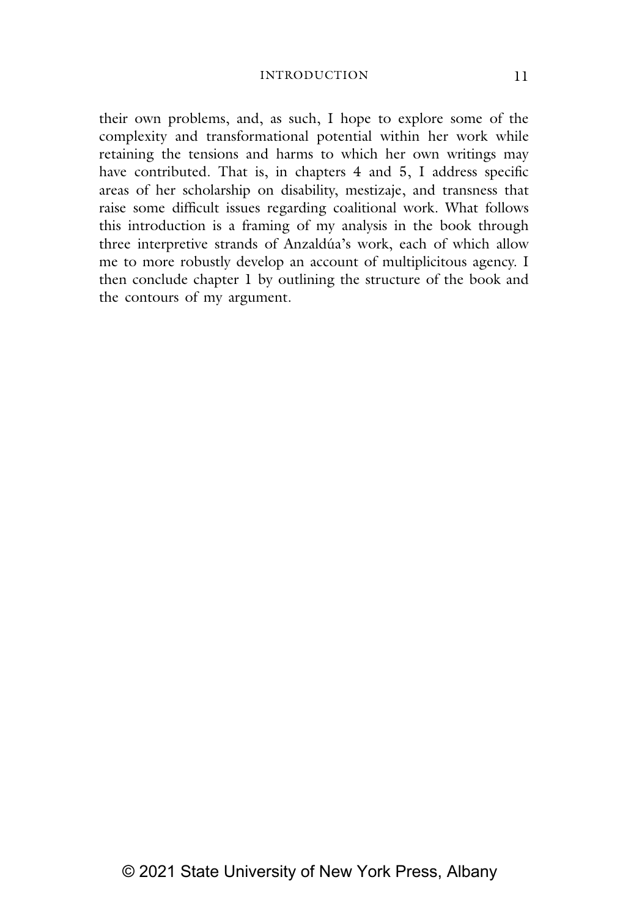their own problems, and, as such, I hope to explore some of the complexity and transformational potential within her work while retaining the tensions and harms to which her own writings may have contributed. That is, in chapters 4 and 5, I address specific areas of her scholarship on disability, mestizaje, and transness that raise some difficult issues regarding coalitional work. What follows this introduction is a framing of my analysis in the book through three interpretive strands of Anzaldúa's work, each of which allow me to more robustly develop an account of multiplicitous agency. I then conclude chapter 1 by outlining the structure of the book and the contours of my argument.

© 2021 State University of New York Press, Albany